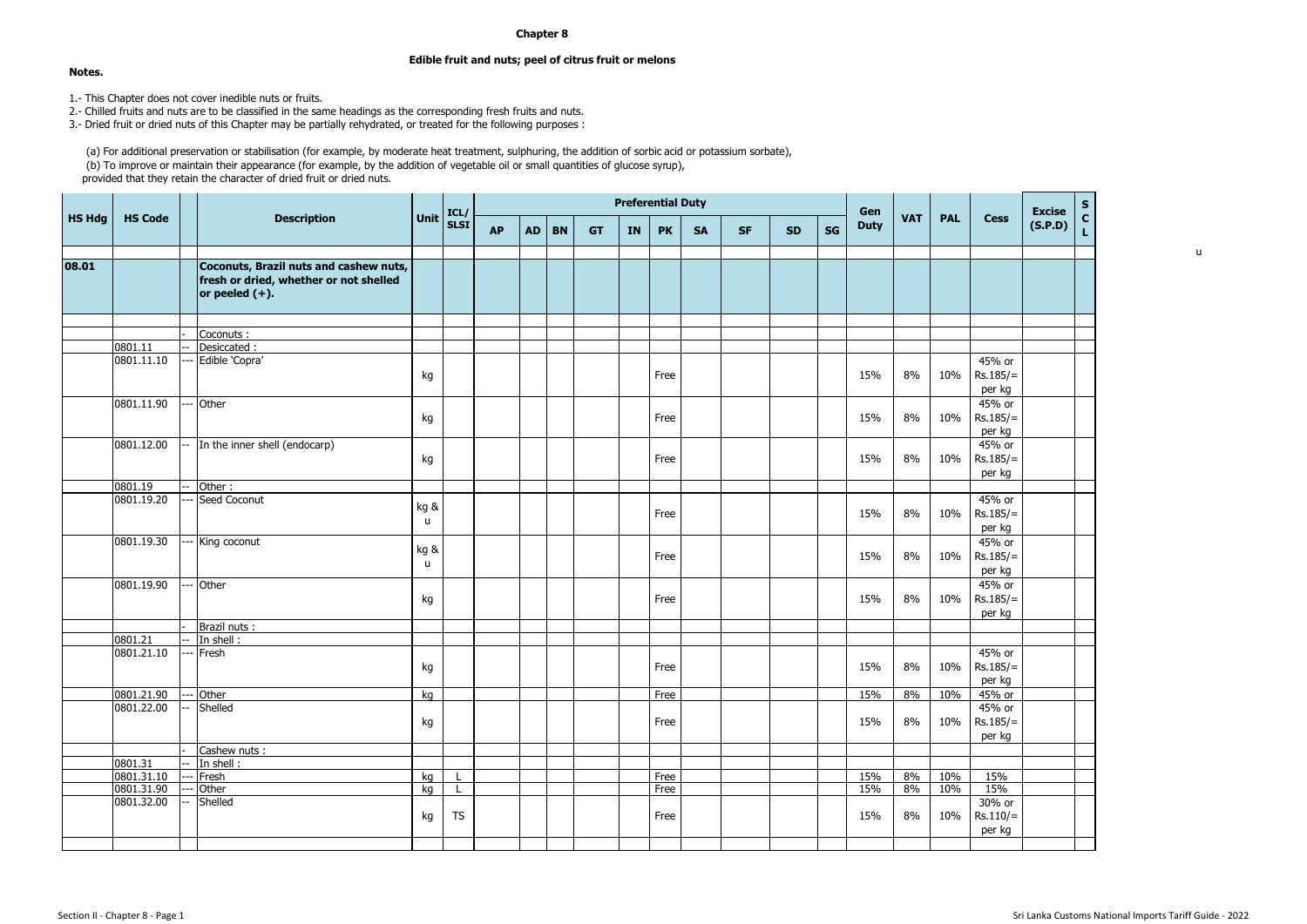# Chapter 8

## Edible fruit and nuts; peel of citrus fruit or melons

**Notes.**

1.- This Chapter does not cover inedible nuts or fruits.

2.- Chilled fruits and nuts are to be classified in the same headings as the corresponding fresh fruits and nuts.

3.- Dried fruit or dried nuts of this Chapter may be partially rehydrated, or treated for the following purposes :

(a) For additional preservation or stabilisation (for example, by moderate heat treatment, sulphuring, the addition of sorbic acid or potassium sorbate),

(b) To improve or maintain their appearance (for example, by the addition of vegetable oil or small quantities of glucose syrup),

provided that they retain the character of dried fruit or dried nuts.

| HS Hdg | HS Code | | Description | Unit | ICL/ SLSI | Preferential Duty | | | | | | | | | | Gen Duty | VAT | PAL | Cess | Excise (S.P.D) | SCL |
|---|---|---|---|---|---|---|---|---|---|---|---|---|---|---|---|---|---|---|---|---|---|
| | | | | | | AP | AD | BN | GT | IN | PK | SA | SF | SD | SG | | | | | | |
| **08.01** | | | **Coconuts, Brazil nuts and cashew nuts, fresh or dried, whether or not shelled or peeled (+).** | | | | | | | | | | | | | | | | | | |
| | | - | Coconuts : | | | | | | | | | | | | | | | | | | |
| | 0801.11 | -- | Desiccated : | | | | | | | | | | | | | | | | | | |
| | 0801.11.10 | --- | Edible 'Copra' | kg | | | | | | | Free | | | | | 15% | 8% | 10% | 45% or Rs.185/= per kg | | |
| | 0801.11.90 | --- | Other | kg | | | | | | | Free | | | | | 15% | 8% | 10% | 45% or Rs.185/= per kg | | |
| | 0801.12.00 | -- | In the inner shell (endocarp) | kg | | | | | | | Free | | | | | 15% | 8% | 10% | 45% or Rs.185/= per kg | | |
| | 0801.19 | -- | Other : | | | | | | | | | | | | | | | | | | |
| | 0801.19.20 | --- | Seed Coconut | kg & u | | | | | | | Free | | | | | 15% | 8% | 10% | 45% or Rs.185/= per kg | | |
| | 0801.19.30 | --- | King coconut | kg & u | | | | | | | Free | | | | | 15% | 8% | 10% | 45% or Rs.185/= per kg | | |
| | 0801.19.90 | --- | Other | kg | | | | | | | Free | | | | | 15% | 8% | 10% | 45% or Rs.185/= per kg | | |
| | | - | Brazil nuts : | | | | | | | | | | | | | | | | | | |
| | 0801.21 | -- | In shell : | | | | | | | | | | | | | | | | | | |
| | 0801.21.10 | --- | Fresh | kg | | | | | | | Free | | | | | 15% | 8% | 10% | 45% or Rs.185/= per kg | | |
| | 0801.21.90 | --- | Other | kg | | | | | | | Free | | | | | 15% | 8% | 10% | 45% or | | |
| | 0801.22.00 | -- | Shelled | kg | | | | | | | Free | | | | | 15% | 8% | 10% | 45% or Rs.185/= per kg | | |
| | | - | Cashew nuts : | | | | | | | | | | | | | | | | | | |
| | 0801.31 | -- | In shell : | | | | | | | | | | | | | | | | | | |
| | 0801.31.10 | --- | Fresh | kg | L | | | | | | Free | | | | | 15% | 8% | 10% | 15% | | |
| | 0801.31.90 | --- | Other | kg | L | | | | | | Free | | | | | 15% | 8% | 10% | 15% | | |
| | 0801.32.00 | -- | Shelled | kg | TS | | | | | | Free | | | | | 15% | 8% | 10% | 30% or Rs.110/= per kg | | |

u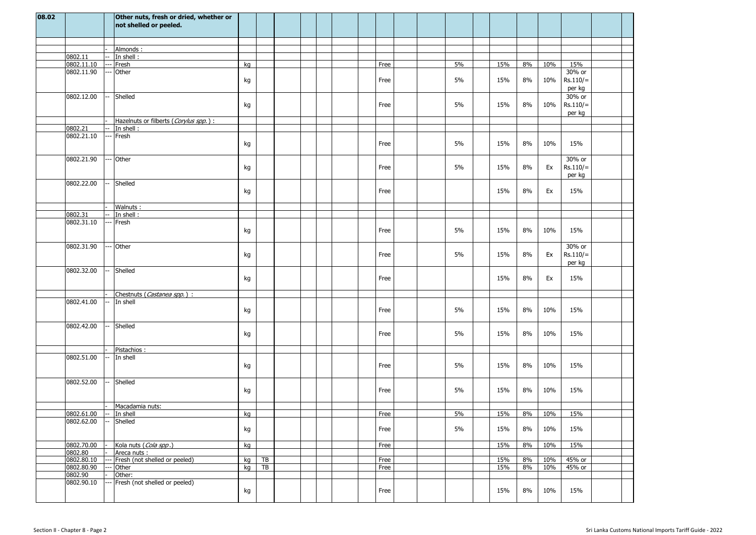| 08.02 | | | **Other nuts, fresh or dried, whether or not shelled or peeled.** | | | | | | | | | | | | | | | | | | |
|---|---|---|---|---|---|---|---|---|---|---|---|---|---|---|---|---|---|---|---|---|---|
| | | - | Almonds : | | | | | | | | | | | | | | | | | | |
| | 0802.11 | -- | In shell : | | | | | | | | | | | | | | | | | | |
| | 0802.11.10 | --- | Fresh | kg | | | | | | | Free | | | 5% | | 15% | 8% | 10% | 15% | | |
| | 0802.11.90 | --- | Other | kg | | | | | | | Free | | | 5% | | 15% | 8% | 10% | 30% or Rs.110/= per kg | | |
| | 0802.12.00 | -- | Shelled | kg | | | | | | | Free | | | 5% | | 15% | 8% | 10% | 30% or Rs.110/= per kg | | |
| | | - | Hazelnuts or filberts (*Corylus spp.*) : | | | | | | | | | | | | | | | | | | |
| | 0802.21 | -- | In shell : | | | | | | | | | | | | | | | | | | |
| | 0802.21.10 | --- | Fresh | kg | | | | | | | Free | | | 5% | | 15% | 8% | 10% | 15% | | |
| | 0802.21.90 | --- | Other | kg | | | | | | | Free | | | 5% | | 15% | 8% | Ex | 30% or Rs.110/= per kg | | |
| | 0802.22.00 | -- | Shelled | kg | | | | | | | Free | | | | | 15% | 8% | Ex | 15% | | |
| | | - | Walnuts : | | | | | | | | | | | | | | | | | | |
| | 0802.31 | -- | In shell : | | | | | | | | | | | | | | | | | | |
| | 0802.31.10 | --- | Fresh | kg | | | | | | | Free | | | 5% | | 15% | 8% | 10% | 15% | | |
| | 0802.31.90 | --- | Other | kg | | | | | | | Free | | | 5% | | 15% | 8% | Ex | 30% or Rs.110/= per kg | | |
| | 0802.32.00 | -- | Shelled | kg | | | | | | | Free | | | | | 15% | 8% | Ex | 15% | | |
| | | - | Chestnuts (*Castanea spp.*) : | | | | | | | | | | | | | | | | | | |
| | 0802.41.00 | -- | In shell | kg | | | | | | | Free | | | 5% | | 15% | 8% | 10% | 15% | | |
| | 0802.42.00 | -- | Shelled | kg | | | | | | | Free | | | 5% | | 15% | 8% | 10% | 15% | | |
| | | - | Pistachios : | | | | | | | | | | | | | | | | | | |
| | 0802.51.00 | -- | In shell | kg | | | | | | | Free | | | 5% | | 15% | 8% | 10% | 15% | | |
| | 0802.52.00 | -- | Shelled | kg | | | | | | | Free | | | 5% | | 15% | 8% | 10% | 15% | | |
| | | - | Macadamia nuts: | | | | | | | | | | | | | | | | | | |
| | 0802.61.00 | -- | In shell | kg | | | | | | | Free | | | 5% | | 15% | 8% | 10% | 15% | | |
| | 0802.62.00 | -- | Shelled | kg | | | | | | | Free | | | 5% | | 15% | 8% | 10% | 15% | | |
| | 0802.70.00 | - | Kola nuts (*Cola spp.*) | kg | | | | | | | Free | | | | | 15% | 8% | 10% | 15% | | |
| | 0802.80 | - | Areca nuts : | | | | | | | | | | | | | | | | | | |
| | 0802.80.10 | --- | Fresh (not shelled or peeled) | kg | TB | | | | | | Free | | | | | 15% | 8% | 10% | 45% or | | |
| | 0802.80.90 | --- | Other | kg | TB | | | | | | Free | | | | | 15% | 8% | 10% | 45% or | | |
| | 0802.90 | - | Other: | | | | | | | | | | | | | | | | | | |
| | 0802.90.10 | --- | Fresh (not shelled or peeled) | kg | | | | | | | Free | | | | | 15% | 8% | 10% | 15% | | |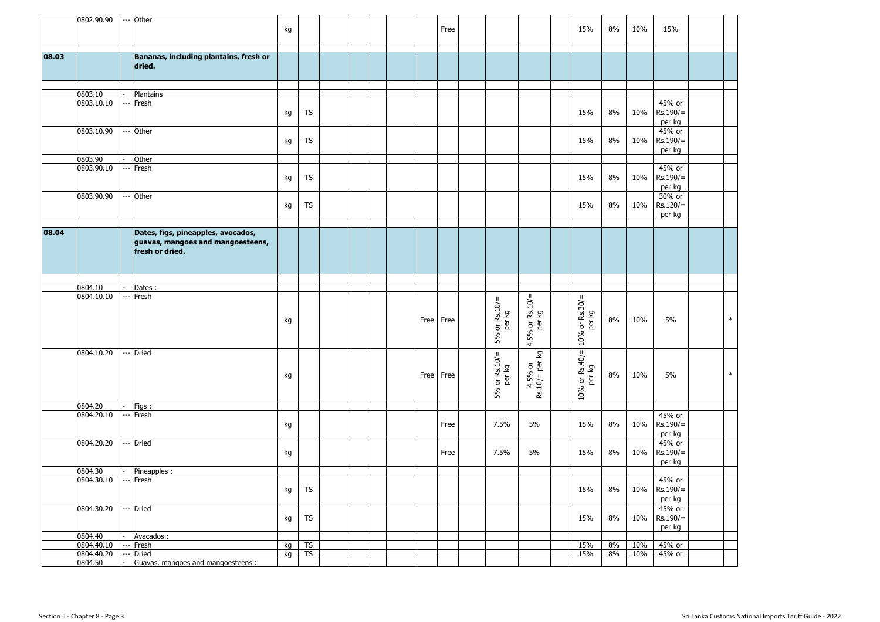| | | | | | | | | | | | | | | | | | | | | | |
|---|---|---|---|---|---|---|---|---|---|---|---|---|---|---|---|---|---|---|---|---|---|
| | 0802.90.90 | --- | Other | kg | | | | | | | Free | | | | | 15% | 8% | 10% | 15% | | |
| **08.03** | | | **Bananas, including plantains, fresh or dried.** | | | | | | | | | | | | | | | | | | |
| | 0803.10 | - | Plantains | | | | | | | | | | | | | | | | | | |
| | 0803.10.10 | --- | Fresh | kg | TS | | | | | | | | | | | 15% | 8% | 10% | 45% or Rs.190/= per kg | | |
| | 0803.10.90 | --- | Other | kg | TS | | | | | | | | | | | 15% | 8% | 10% | 45% or Rs.190/= per kg | | |
| | 0803.90 | - | Other | | | | | | | | | | | | | | | | | | |
| | 0803.90.10 | --- | Fresh | kg | TS | | | | | | | | | | | 15% | 8% | 10% | 45% or Rs.190/= per kg | | |
| | 0803.90.90 | --- | Other | kg | TS | | | | | | | | | | | 15% | 8% | 10% | 30% or Rs.120/= per kg | | |
| **08.04** | | | **Dates, figs, pineapples, avocados, guavas, mangoes and mangoesteens, fresh or dried.** | | | | | | | | | | | | | | | | | | |
| | 0804.10 | - | Dates : | | | | | | | | | | | | | | | | | | |
| | 0804.10.10 | --- | Fresh | kg | | | | | | Free | Free | | 5% or Rs.10/= per kg | 4.5% or Rs.10/= per kg | | 10% or Rs.30/= per kg | 8% | 10% | 5% | | * |
| | 0804.10.20 | --- | Dried | kg | | | | | | Free | Free | | 5% or Rs.10/= per kg | 4.5% or Rs.10/= per kg | | 10% or Rs.40/= per kg | 8% | 10% | 5% | | * |
| | 0804.20 | - | Figs : | | | | | | | | | | | | | | | | | | |
| | 0804.20.10 | --- | Fresh | kg | | | | | | | Free | | 7.5% | 5% | | 15% | 8% | 10% | 45% or Rs.190/= per kg | | |
| | 0804.20.20 | --- | Dried | kg | | | | | | | Free | | 7.5% | 5% | | 15% | 8% | 10% | 45% or Rs.190/= per kg | | |
| | 0804.30 | - | Pineapples : | | | | | | | | | | | | | | | | | | |
| | 0804.30.10 | --- | Fresh | kg | TS | | | | | | | | | | | 15% | 8% | 10% | 45% or Rs.190/= per kg | | |
| | 0804.30.20 | --- | Dried | kg | TS | | | | | | | | | | | 15% | 8% | 10% | 45% or Rs.190/= per kg | | |
| | 0804.40 | - | Avacados : | | | | | | | | | | | | | | | | | | |
| | 0804.40.10 | --- | Fresh | kg | TS | | | | | | | | | | | 15% | 8% | 10% | 45% or | | |
| | 0804.40.20 | --- | Dried | kg | TS | | | | | | | | | | | 15% | 8% | 10% | 45% or | | |
| | 0804.50 | - | Guavas, mangoes and mangoesteens : | | | | | | | | | | | | | | | | | | |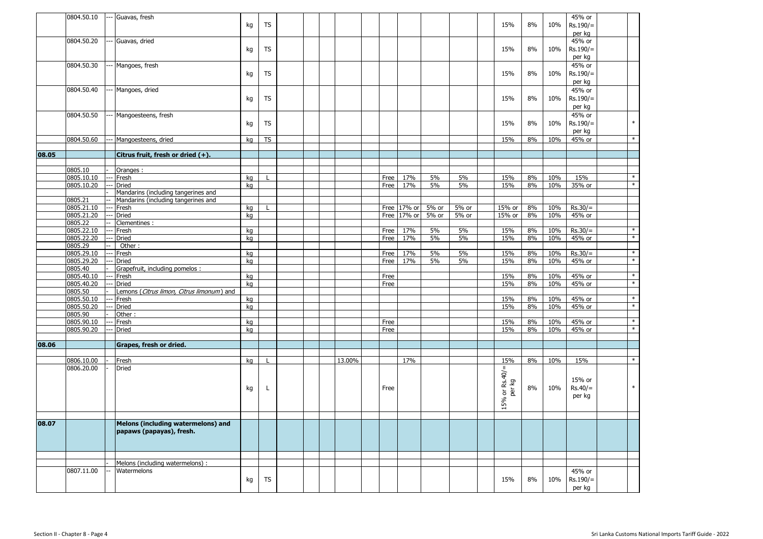|  |  |  |  |  |  |  |  |  |  |  |  |  |  |  |  |  |  |  |  |  |  |
|---|---|---|---|---|---|---|---|---|---|---|---|---|---|---|---|---|---|---|---|---|---|
|  | 0804.50.10 | --- | Guavas, fresh | kg | TS |  |  |  |  |  |  |  |  |  |  | 15% | 8% | 10% | 45% or Rs.190/= per kg |  |  |
|  | 0804.50.20 | --- | Guavas, dried | kg | TS |  |  |  |  |  |  |  |  |  |  | 15% | 8% | 10% | 45% or Rs.190/= per kg |  |  |
|  | 0804.50.30 | --- | Mangoes, fresh | kg | TS |  |  |  |  |  |  |  |  |  |  | 15% | 8% | 10% | 45% or Rs.190/= per kg |  |  |
|  | 0804.50.40 | --- | Mangoes, dried | kg | TS |  |  |  |  |  |  |  |  |  |  | 15% | 8% | 10% | 45% or Rs.190/= per kg |  |  |
|  | 0804.50.50 | --- | Mangoesteens, fresh | kg | TS |  |  |  |  |  |  |  |  |  |  | 15% | 8% | 10% | 45% or Rs.190/= per kg |  | * |
|  | 0804.50.60 | --- | Mangoesteens, dried | kg | TS |  |  |  |  |  |  |  |  |  |  | 15% | 8% | 10% | 45% or |  | * |
| **08.05** |  |  | **Citrus fruit, fresh or dried (+).** |  |  |  |  |  |  |  |  |  |  |  |  |  |  |  |  |  |  |
|  | 0805.10 | - | Oranges : |  |  |  |  |  |  |  |  |  |  |  |  |  |  |  |  |  |  |
|  | 0805.10.10 | --- | Fresh | kg | L |  |  |  |  |  | Free | 17% | 5% | 5% |  | 15% | 8% | 10% | 15% |  | * |
|  | 0805.10.20 | --- | Dried | kg |  |  |  |  |  |  | Free | 17% | 5% | 5% |  | 15% | 8% | 10% | 35% or |  | * |
|  |  | - | Mandarins (including tangerines and |  |  |  |  |  |  |  |  |  |  |  |  |  |  |  |  |  |  |
|  | 0805.21 | -- | Mandarins (including tangerines and |  |  |  |  |  |  |  |  |  |  |  |  |  |  |  |  |  |  |
|  | 0805.21.10 | --- | Fresh | kg | L |  |  |  |  |  | Free | 17% or | 5% or | 5% or |  | 15% or | 8% | 10% | Rs.30/= |  |  |
|  | 0805.21.20 | --- | Dried | kg |  |  |  |  |  |  | Free | 17% or | 5% or | 5% or |  | 15% or | 8% | 10% | 45% or |  |  |
|  | 0805.22 | -- | Clementines : |  |  |  |  |  |  |  |  |  |  |  |  |  |  |  |  |  |  |
|  | 0805.22.10 | --- | Fresh | kg |  |  |  |  |  |  | Free | 17% | 5% | 5% |  | 15% | 8% | 10% | Rs.30/= |  | * |
|  | 0805.22.20 | --- | Dried | kg |  |  |  |  |  |  | Free | 17% | 5% | 5% |  | 15% | 8% | 10% | 45% or |  | * |
|  | 0805.29 | -- | Other : |  |  |  |  |  |  |  |  |  |  |  |  |  |  |  |  |  |  |
|  | 0805.29.10 | --- | Fresh | kg |  |  |  |  |  |  | Free | 17% | 5% | 5% |  | 15% | 8% | 10% | Rs.30/= |  | * |
|  | 0805.29.20 | --- | Dried | kg |  |  |  |  |  |  | Free | 17% | 5% | 5% |  | 15% | 8% | 10% | 45% or |  | * |
|  | 0805.40 | - | Grapefruit, including pomelos : |  |  |  |  |  |  |  |  |  |  |  |  |  |  |  |  |  |  |
|  | 0805.40.10 | --- | Fresh | kg |  |  |  |  |  |  | Free |  |  |  |  | 15% | 8% | 10% | 45% or |  | * |
|  | 0805.40.20 | --- | Dried | kg |  |  |  |  |  |  | Free |  |  |  |  | 15% | 8% | 10% | 45% or |  | * |
|  | 0805.50 | - | Lemons (*Citrus limon, Citrus limonum*) and |  |  |  |  |  |  |  |  |  |  |  |  |  |  |  |  |  |  |
|  | 0805.50.10 | --- | Fresh | kg |  |  |  |  |  |  |  |  |  |  |  | 15% | 8% | 10% | 45% or |  | * |
|  | 0805.50.20 | --- | Dried | kg |  |  |  |  |  |  |  |  |  |  |  | 15% | 8% | 10% | 45% or |  | * |
|  | 0805.90 | - | Other : |  |  |  |  |  |  |  |  |  |  |  |  |  |  |  |  |  |  |
|  | 0805.90.10 | --- | Fresh | kg |  |  |  |  |  |  | Free |  |  |  |  | 15% | 8% | 10% | 45% or |  | * |
|  | 0805.90.20 | --- | Dried | kg |  |  |  |  |  |  | Free |  |  |  |  | 15% | 8% | 10% | 45% or |  | * |
| **08.06** |  |  | **Grapes, fresh or dried.** |  |  |  |  |  |  |  |  |  |  |  |  |  |  |  |  |  |  |
|  | 0806.10.00 | - | Fresh | kg | L |  |  |  | 13.00% |  |  | 17% |  |  |  | 15% | 8% | 10% | 15% |  | * |
|  | 0806.20.00 | - | Dried | kg | L |  |  |  |  |  | Free |  |  |  |  | 15% or Rs.40/= per kg | 8% | 10% | 15% or Rs.40/= per kg |  | * |
| **08.07** |  |  | **Melons (including watermelons) and papaws (papayas), fresh.** |  |  |  |  |  |  |  |  |  |  |  |  |  |  |  |  |  |  |
|  |  | - | Melons (including watermelons) : |  |  |  |  |  |  |  |  |  |  |  |  |  |  |  |  |  |  |
|  | 0807.11.00 | -- | Watermelons | kg | TS |  |  |  |  |  |  |  |  |  |  | 15% | 8% | 10% | 45% or Rs.190/= per kg |  |  |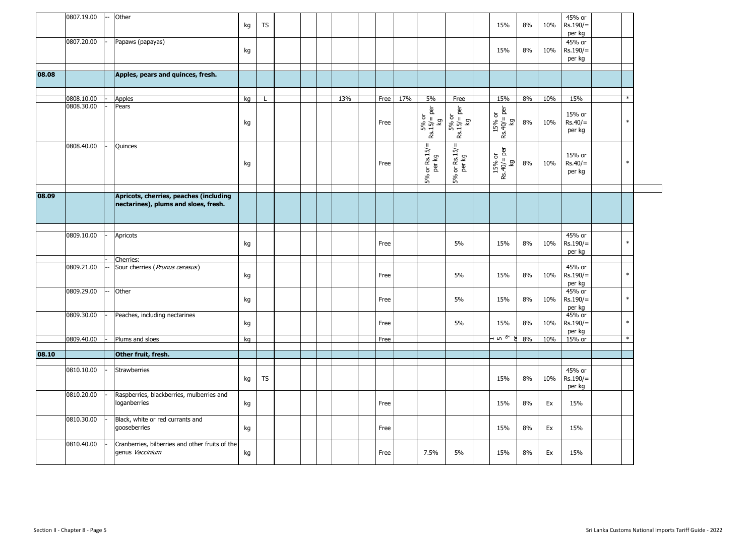| | | | | | | | | | | | | | | | | | | | | | |
|---|---|---|---|---|---|---|---|---|---|---|---|---|---|---|---|---|---|---|---|---|---|
| | 0807.19.00 | -- | Other | kg | TS | | | | | | | | | | | 15% | 8% | 10% | 45% or Rs.190/= per kg | | |
| | 0807.20.00 | - | Papaws (papayas) | kg | | | | | | | | | | | | 15% | 8% | 10% | 45% or Rs.190/= per kg | | |
| **08.08** | | | **Apples, pears and quinces, fresh.** | | | | | | | | | | | | | | | | | | |
| | 0808.10.00 | - | Apples | kg | L | | | | 13% | | Free | 17% | 5% | Free | | 15% | 8% | 10% | 15% | | * |
| | 0808.30.00 | - | Pears | kg | | | | | | | Free | | 5% or Rs.15/= per kg | 5% or Rs.15/= per kg | | 15% or Rs.40/= per kg | 8% | 10% | 15% or Rs.40/= per kg | | * |
| | 0808.40.00 | - | Quinces | kg | | | | | | | Free | | 5% or Rs.15/= per kg | 5% or Rs.15/= per kg | | 15% or Rs.40/= per kg | 8% | 10% | 15% or Rs.40/= per kg | | * |
| **08.09** | | | **Apricots, cherries, peaches (including nectarines), plums and sloes, fresh.** | | | | | | | | | | | | | | | | | | |
| | 0809.10.00 | - | Apricots | kg | | | | | | | Free | | | 5% | | 15% | 8% | 10% | 45% or Rs.190/= per kg | | * |
| | | - | Cherries: | | | | | | | | | | | | | | | | | | |
| | 0809.21.00 | -- | Sour cherries (*Prunus cerasus*) | kg | | | | | | | Free | | | 5% | | 15% | 8% | 10% | 45% or Rs.190/= per kg | | * |
| | 0809.29.00 | -- | Other | kg | | | | | | | Free | | | 5% | | 15% | 8% | 10% | 45% or Rs.190/= per kg | | * |
| | 0809.30.00 | - | Peaches, including nectarines | kg | | | | | | | Free | | | 5% | | 15% | 8% | 10% | 45% or Rs.190/= per kg | | * |
| | 0809.40.00 | - | Plums and sloes | kg | | | | | | | Free | | | | | 15% or | 8% | 10% | 15% or | | * |
| **08.10** | | | **Other fruit, fresh.** | | | | | | | | | | | | | | | | | | |
| | 0810.10.00 | - | Strawberries | kg | TS | | | | | | | | | | | 15% | 8% | 10% | 45% or Rs.190/= per kg | | |
| | 0810.20.00 | - | Raspberries, blackberries, mulberries and loganberries | kg | | | | | | | Free | | | | | 15% | 8% | Ex | 15% | | |
| | 0810.30.00 | - | Black, white or red currants and gooseberries | kg | | | | | | | Free | | | | | 15% | 8% | Ex | 15% | | |
| | 0810.40.00 | - | Cranberries, bilberries and other fruits of the genus *Vaccinium* | kg | | | | | | | Free | | 7.5% | 5% | | 15% | 8% | Ex | 15% | | |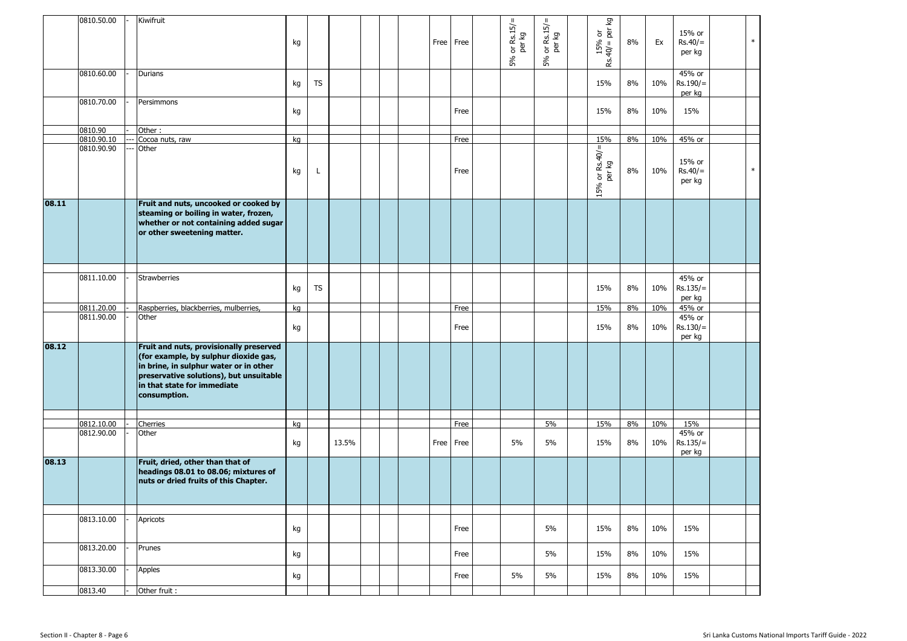| | | | | | | | | | | | | | | | | | | | | | |
|---|---|---|---|---|---|---|---|---|---|---|---|---|---|---|---|---|---|---|---|---|---|
| | 0810.50.00 | - | Kiwifruit | kg | | | | | | Free | Free | | 5% or Rs.15/= per kg | 5% or Rs.15/= per kg | | 15% or Rs.40/= per kg | 8% | Ex | 15% or Rs.40/= per kg | | * |
| | 0810.60.00 | - | Durians | kg | TS | | | | | | | | | | | 15% | 8% | 10% | 45% or Rs.190/= per kg | | |
| | 0810.70.00 | - | Persimmons | kg | | | | | | | Free | | | | | 15% | 8% | 10% | 15% | | |
| | 0810.90 | - | Other : | | | | | | | | | | | | | | | | | | |
| | 0810.90.10 | --- | Cocoa nuts, raw | kg | | | | | | | Free | | | | | 15% | 8% | 10% | 45% or | | |
| | 0810.90.90 | --- | Other | kg | L | | | | | | Free | | | | | 15% or Rs.40/= per kg | 8% | 10% | 15% or Rs.40/= per kg | | * |
| **08.11** | | | **Fruit and nuts, uncooked or cooked by steaming or boiling in water, frozen, whether or not containing added sugar or other sweetening matter.** | | | | | | | | | | | | | | | | | | |
| | 0811.10.00 | - | Strawberries | kg | TS | | | | | | | | | | | 15% | 8% | 10% | 45% or Rs.135/= per kg | | |
| | 0811.20.00 | - | Raspberries, blackberries, mulberries, | kg | | | | | | | Free | | | | | 15% | 8% | 10% | 45% or | | |
| | 0811.90.00 | - | Other | kg | | | | | | | Free | | | | | 15% | 8% | 10% | 45% or Rs.130/= per kg | | |
| **08.12** | | | **Fruit and nuts, provisionally preserved (for example, by sulphur dioxide gas, in brine, in sulphur water or in other preservative solutions), but unsuitable in that state for immediate consumption.** | | | | | | | | | | | | | | | | | | |
| | 0812.10.00 | - | Cherries | kg | | | | | | | Free | | | 5% | | 15% | 8% | 10% | 15% | | |
| | 0812.90.00 | - | Other | kg | | 13.5% | | | | Free | Free | | 5% | 5% | | 15% | 8% | 10% | 45% or Rs.135/= per kg | | |
| **08.13** | | | **Fruit, dried, other than that of headings 08.01 to 08.06; mixtures of nuts or dried fruits of this Chapter.** | | | | | | | | | | | | | | | | | | |
| | 0813.10.00 | - | Apricots | kg | | | | | | | Free | | | 5% | | 15% | 8% | 10% | 15% | | |
| | 0813.20.00 | - | Prunes | kg | | | | | | | Free | | | 5% | | 15% | 8% | 10% | 15% | | |
| | 0813.30.00 | - | Apples | kg | | | | | | | Free | | 5% | 5% | | 15% | 8% | 10% | 15% | | |
| | 0813.40 | - | Other fruit : | | | | | | | | | | | | | | | | | | |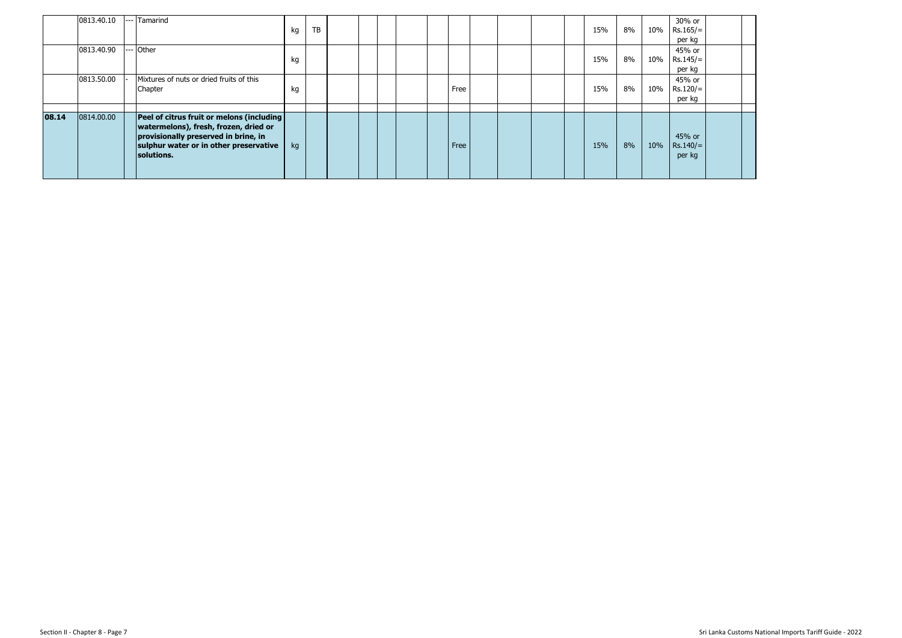| | | | | | | | | | | | | | | | | | | | | | |
|---|---|---|---|---|---|---|---|---|---|---|---|---|---|---|---|---|---|---|---|---|---|
| | 0813.40.10 | --- | Tamarind | kg | TB | | | | | | | | | | | 15% | 8% | 10% | 30% or Rs.165/= per kg | | |
| | 0813.40.90 | --- | Other | kg | | | | | | | | | | | | 15% | 8% | 10% | 45% or Rs.145/= per kg | | |
| | 0813.50.00 | - | Mixtures of nuts or dried fruits of this Chapter | kg | | | | | | | Free | | | | | 15% | 8% | 10% | 45% or Rs.120/= per kg | | |
| | | | | | | | | | | | | | | | | | | | | | |
| **08.14** | 0814.00.00 | | **Peel of citrus fruit or melons (including watermelons), fresh, frozen, dried or provisionally preserved in brine, in sulphur water or in other preservative solutions.** | kg | | | | | | | Free | | | | | 15% | 8% | 10% | 45% or Rs.140/= per kg | | |